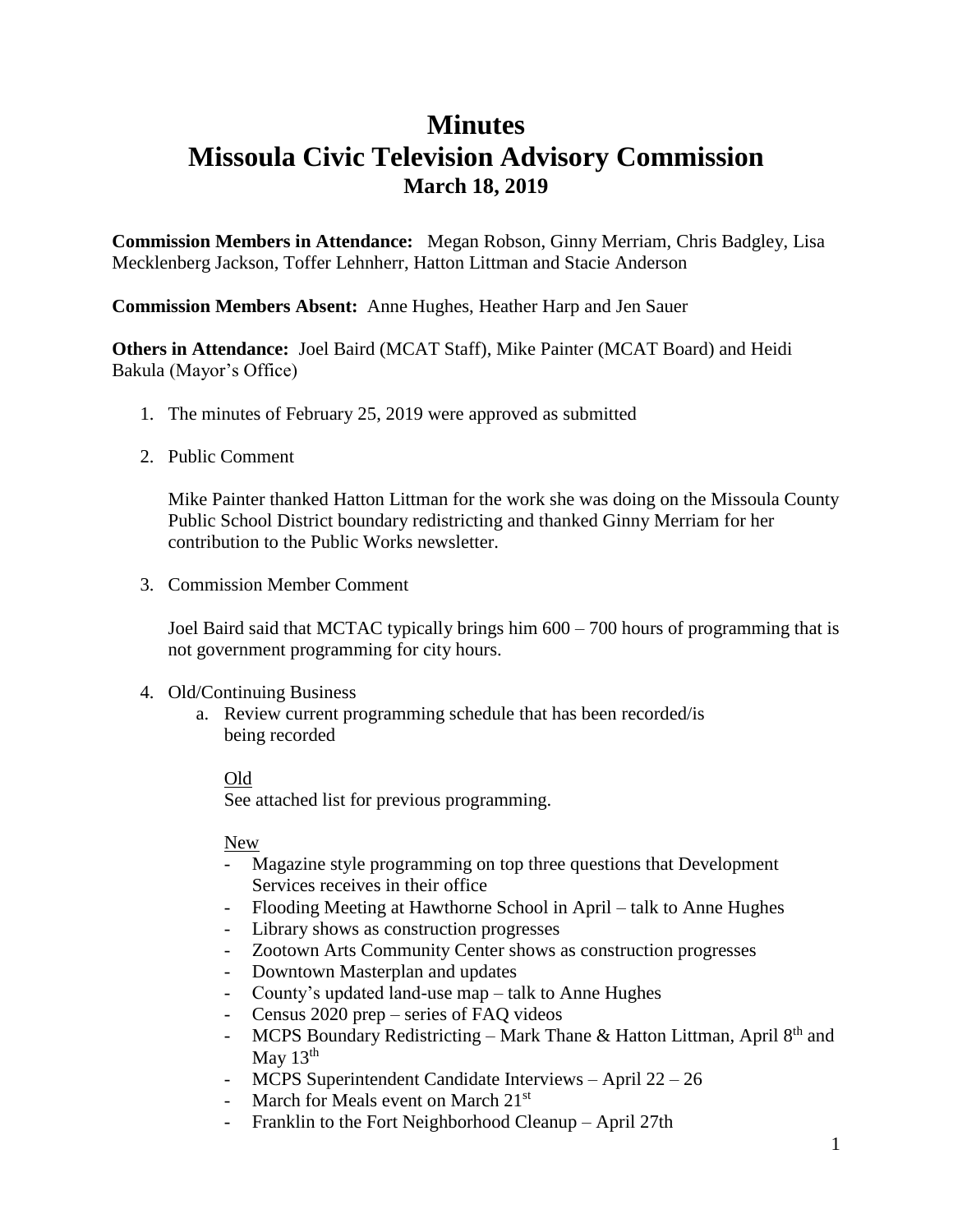# Minutes
# Missoula Civic Television Advisory Commission
### March 18, 2019

**Commission Members in Attendance:** Megan Robson, Ginny Merriam, Chris Badgley, Lisa Mecklenberg Jackson, Toffer Lehnherr, Hatton Littman and Stacie Anderson

**Commission Members Absent:** Anne Hughes, Heather Harp and Jen Sauer

**Others in Attendance:** Joel Baird (MCAT Staff), Mike Painter (MCAT Board) and Heidi Bakula (Mayor's Office)

1. The minutes of February 25, 2019 were approved as submitted

2. Public Comment

   Mike Painter thanked Hatton Littman for the work she was doing on the Missoula County Public School District boundary redistricting and thanked Ginny Merriam for her contribution to the Public Works newsletter.

3. Commission Member Comment

   Joel Baird said that MCTAC typically brings him 600 – 700 hours of programming that is not government programming for city hours.

4. Old/Continuing Business
   a. Review current programming schedule that has been recorded/is being recorded

      Old
      See attached list for previous programming.

      New
      - Magazine style programming on top three questions that Development Services receives in their office
      - Flooding Meeting at Hawthorne School in April – talk to Anne Hughes
      - Library shows as construction progresses
      - Zootown Arts Community Center shows as construction progresses
      - Downtown Masterplan and updates
      - County's updated land-use map – talk to Anne Hughes
      - Census 2020 prep – series of FAQ videos
      - MCPS Boundary Redistricting – Mark Thane & Hatton Littman, April 8th and May 13th
      - MCPS Superintendent Candidate Interviews – April 22 – 26
      - March for Meals event on March 21st
      - Franklin to the Fort Neighborhood Cleanup – April 27th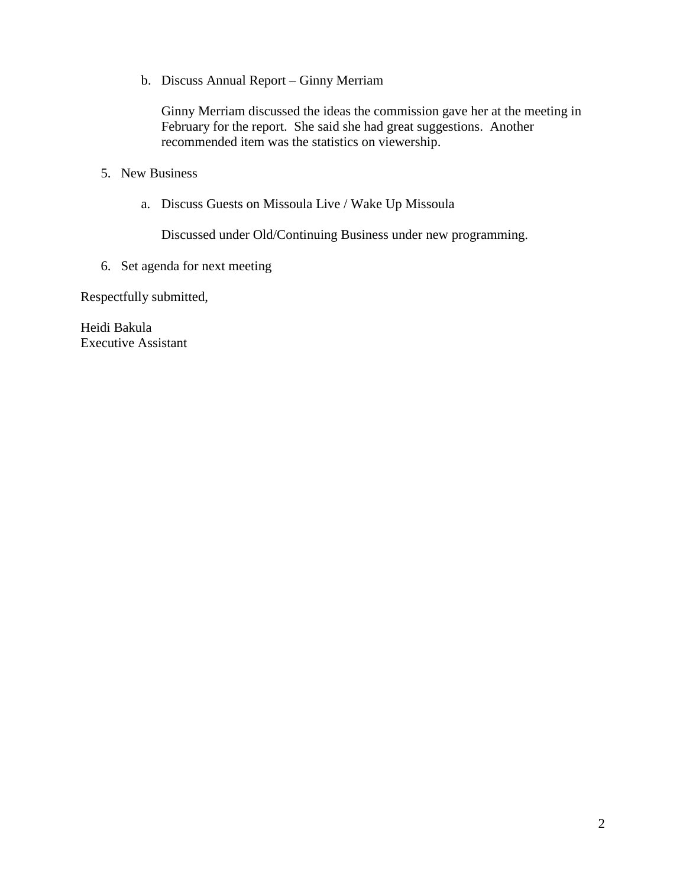b. Discuss Annual Report – Ginny Merriam

   Ginny Merriam discussed the ideas the commission gave her at the meeting in February for the report. She said she had great suggestions. Another recommended item was the statistics on viewership.

5. New Business

   a. Discuss Guests on Missoula Live / Wake Up Missoula

      Discussed under Old/Continuing Business under new programming.

6. Set agenda for next meeting

Respectfully submitted,

Heidi Bakula
Executive Assistant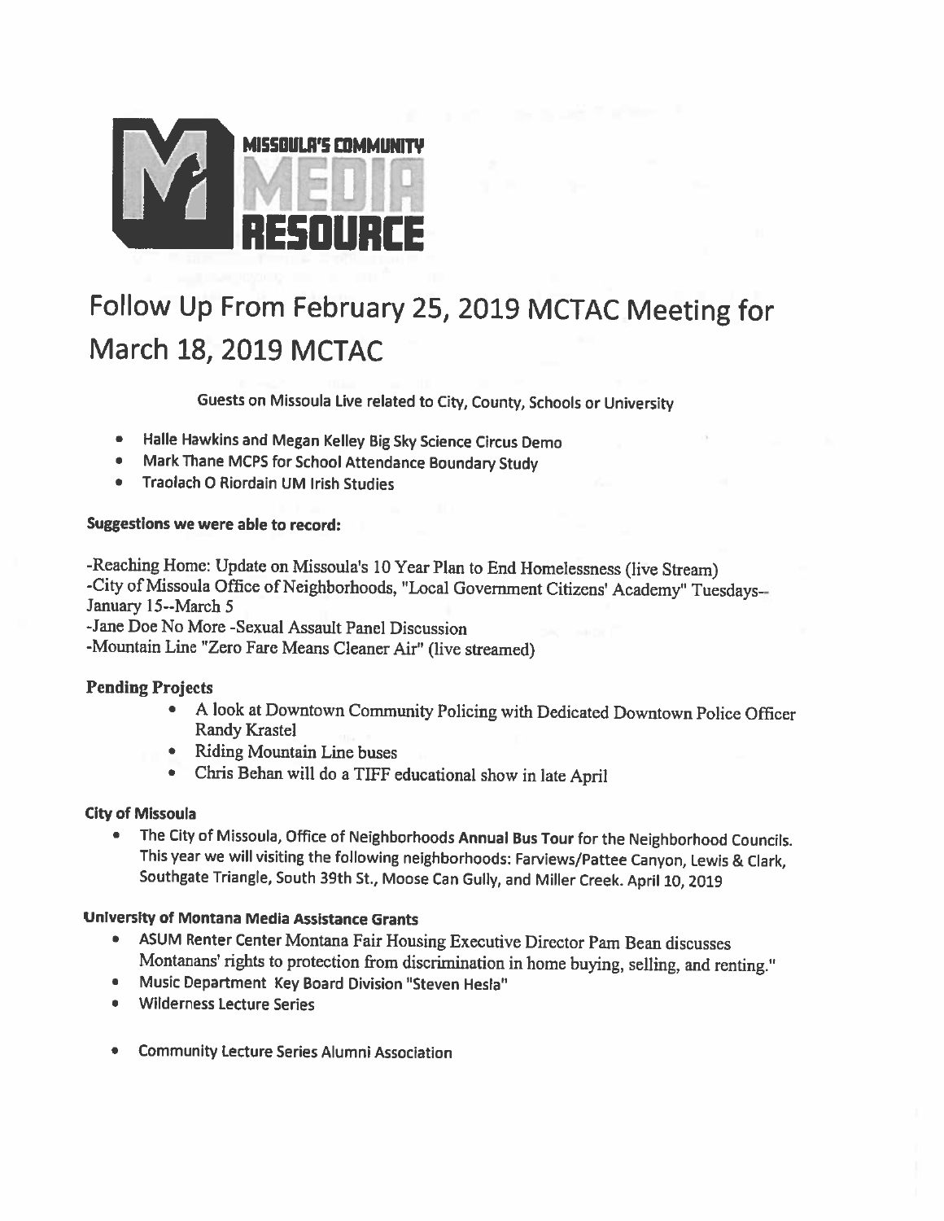MISSOULA'S COMMUNITY MEDIA RESOURCE

# Follow Up From February 25, 2019 MCTAC Meeting for March 18, 2019 MCTAC

Guests on Missoula Live related to City, County, Schools or University

- Halle Hawkins and Megan Kelley Big Sky Science Circus Demo
- Mark Thane MCPS for School Attendance Boundary Study
- Traolach O Riordain UM Irish Studies

**Suggestions we were able to record:**

-Reaching Home: Update on Missoula's 10 Year Plan to End Homelessness (live Stream)
-City of Missoula Office of Neighborhoods, "Local Government Citizens' Academy" Tuesdays-- January 15--March 5
-Jane Doe No More -Sexual Assault Panel Discussion
-Mountain Line "Zero Fare Means Cleaner Air" (live streamed)

**Pending Projects**

- A look at Downtown Community Policing with Dedicated Downtown Police Officer Randy Krastel
- Riding Mountain Line buses
- Chris Behan will do a TIFF educational show in late April

**City of Missoula**

- The City of Missoula, Office of Neighborhoods **Annual Bus Tour** for the Neighborhood Councils. This year we will visiting the following neighborhoods: Farviews/Pattee Canyon, Lewis & Clark, Southgate Triangle, South 39th St., Moose Can Gully, and Miller Creek. April 10, 2019

**University of Montana Media Assistance Grants**

- ASUM Renter Center Montana Fair Housing Executive Director Pam Bean discusses Montanans' rights to protection from discrimination in home buying, selling, and renting."
- Music Department Key Board Division "Steven Hesla"
- Wilderness Lecture Series
- Community Lecture Series Alumni Association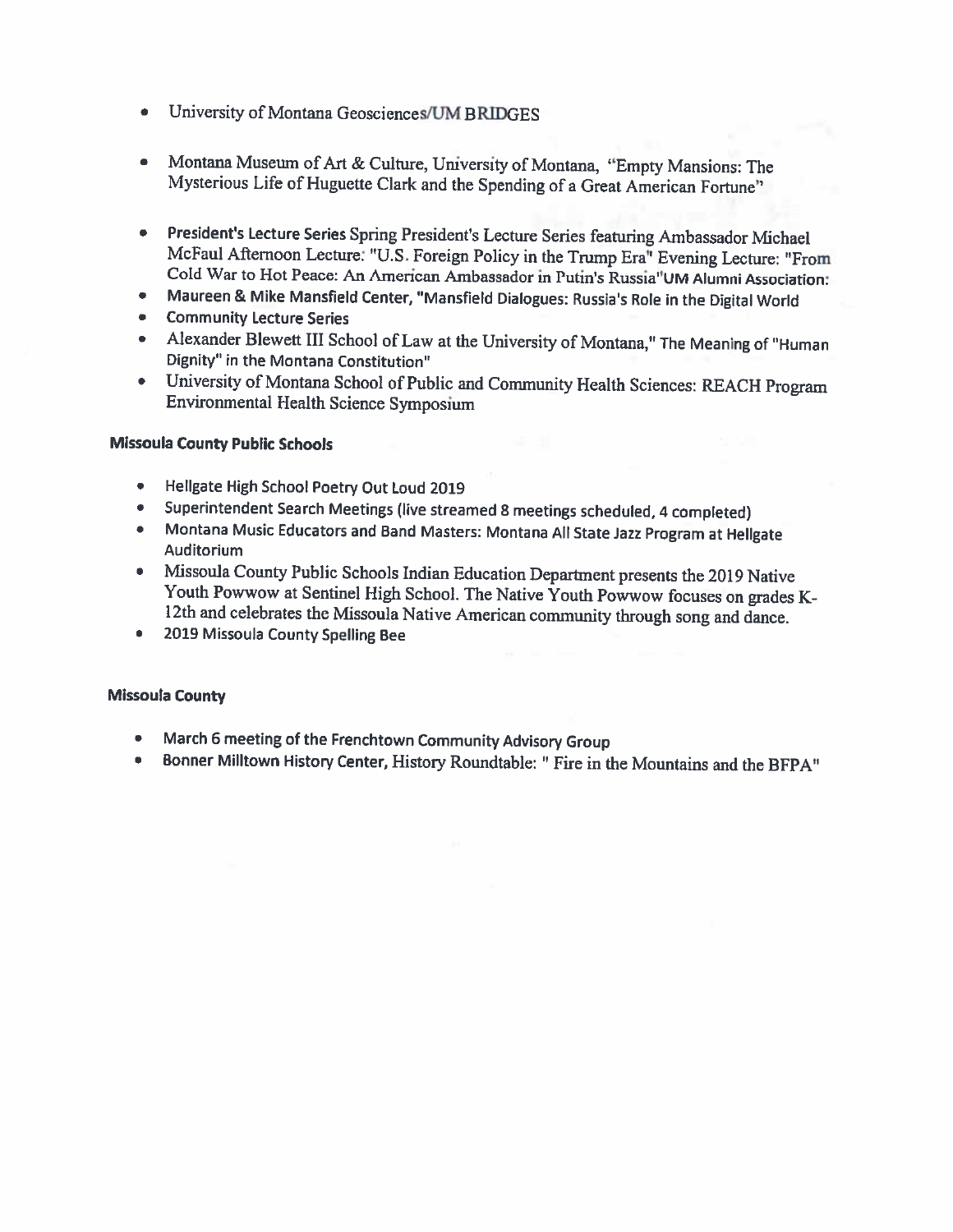- University of Montana Geosciences/UM BRIDGES
- Montana Museum of Art & Culture, University of Montana, "Empty Mansions: The Mysterious Life of Huguette Clark and the Spending of a Great American Fortune"
- President's Lecture Series Spring President's Lecture Series featuring Ambassador Michael McFaul Afternoon Lecture: "U.S. Foreign Policy in the Trump Era" Evening Lecture: "From Cold War to Hot Peace: An American Ambassador in Putin's Russia"UM Alumni Association:
- Maureen & Mike Mansfield Center, "Mansfield Dialogues: Russia's Role in the Digital World
- Community Lecture Series
- Alexander Blewett III School of Law at the University of Montana," The Meaning of "Human Dignity" in the Montana Constitution"
- University of Montana School of Public and Community Health Sciences: REACH Program Environmental Health Science Symposium

**Missoula County Public Schools**

- Hellgate High School Poetry Out Loud 2019
- Superintendent Search Meetings (live streamed 8 meetings scheduled, 4 completed)
- Montana Music Educators and Band Masters: Montana All State Jazz Program at Hellgate Auditorium
- Missoula County Public Schools Indian Education Department presents the 2019 Native Youth Powwow at Sentinel High School. The Native Youth Powwow focuses on grades K-12th and celebrates the Missoula Native American community through song and dance.
- 2019 Missoula County Spelling Bee

**Missoula County**

- March 6 meeting of the Frenchtown Community Advisory Group
- Bonner Milltown History Center, History Roundtable: " Fire in the Mountains and the BFPA"